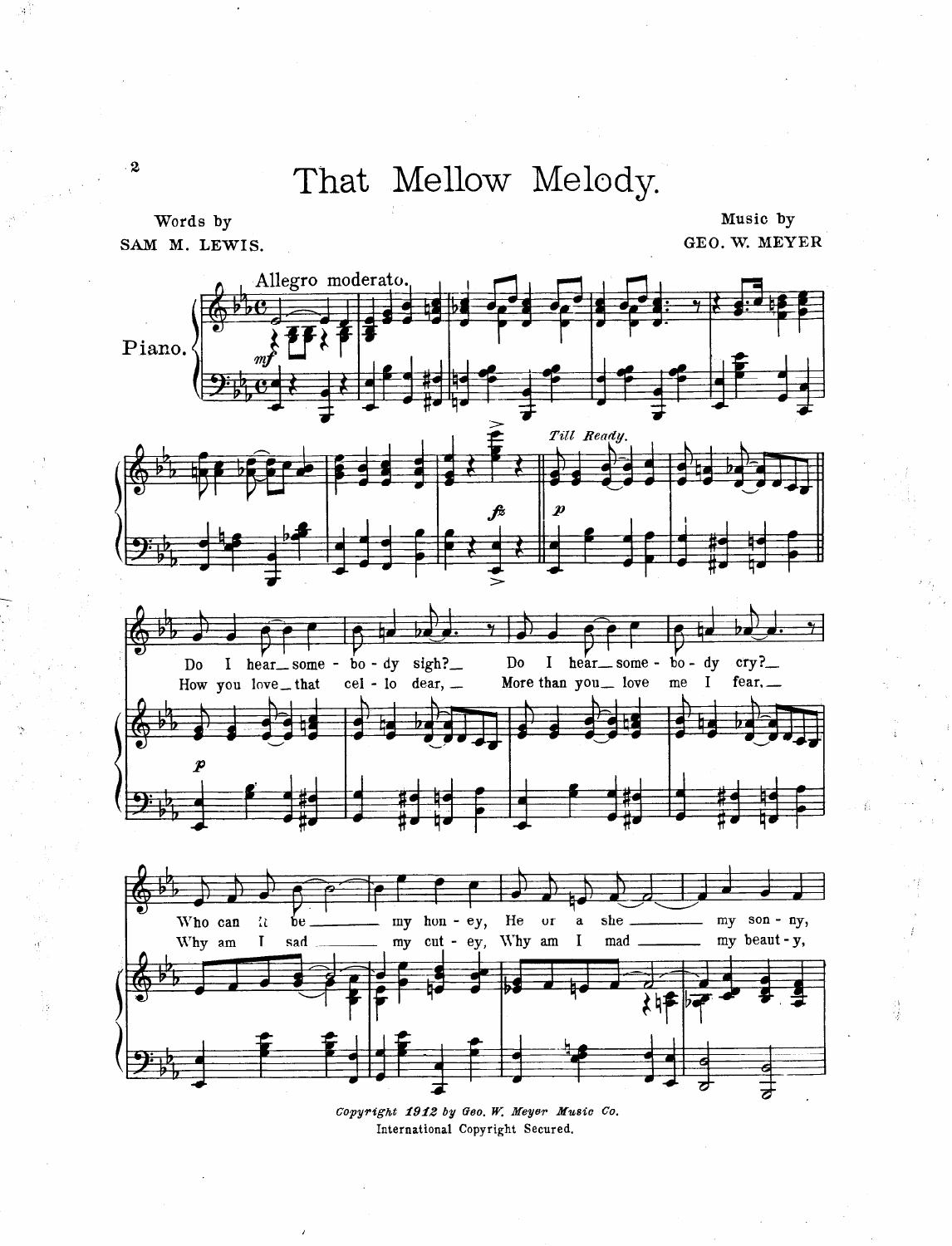# That Mellow Melody.

Words by
SAM M. LEWIS.

Music by
GEO. W. MEYER

Allegro moderato.

Piano.

*Till Ready.*

Do I hear some - bo - dy sigh? Do I hear some - bo - dy cry?
How you love that cel - lo dear, More than you love me I fear,

Who can it be my hon - ey, He or a she my son - ny,
Why am I sad my cut - ey, Why am I mad my beaut - y,

*Copyright 1912 by Geo. W. Meyer Music Co.*
International Copyright Secured.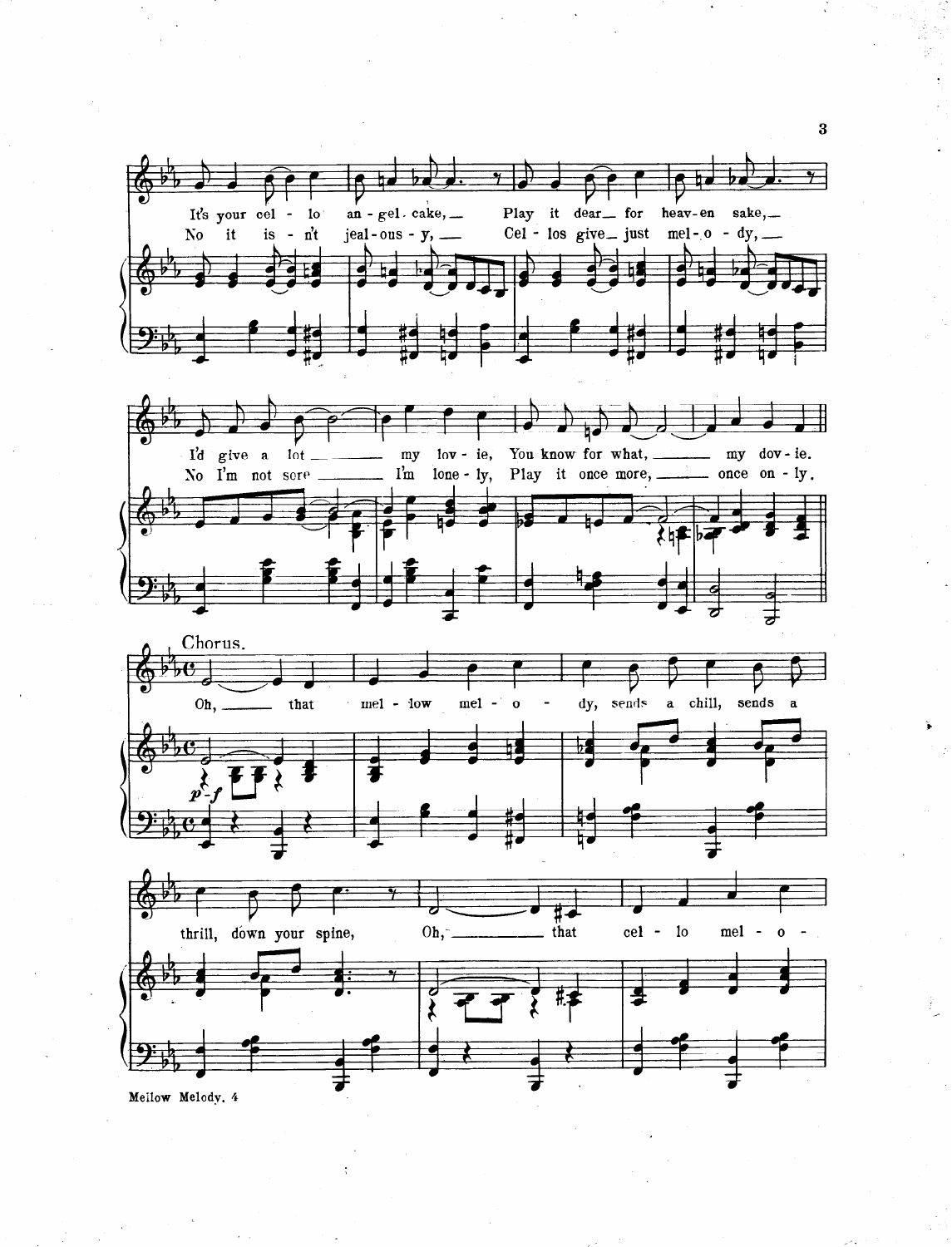It's your cel - lo an - gel - cake, Play it dear for heav - en sake,
No it is - n't jeal - ous - y, Cel - los give just mel - o - dy,

I'd give a lot my lov - ie, You know for what, my dov - ie.
No I'm not sore I'm lone - ly, Play it once more, once on - ly.

Chorus.

Oh, that mel - low mel - o - dy, sends a chill, sends a

thrill, down your spine, Oh, that cel - lo mel - o -

*p-f*

Mellow Melody. 4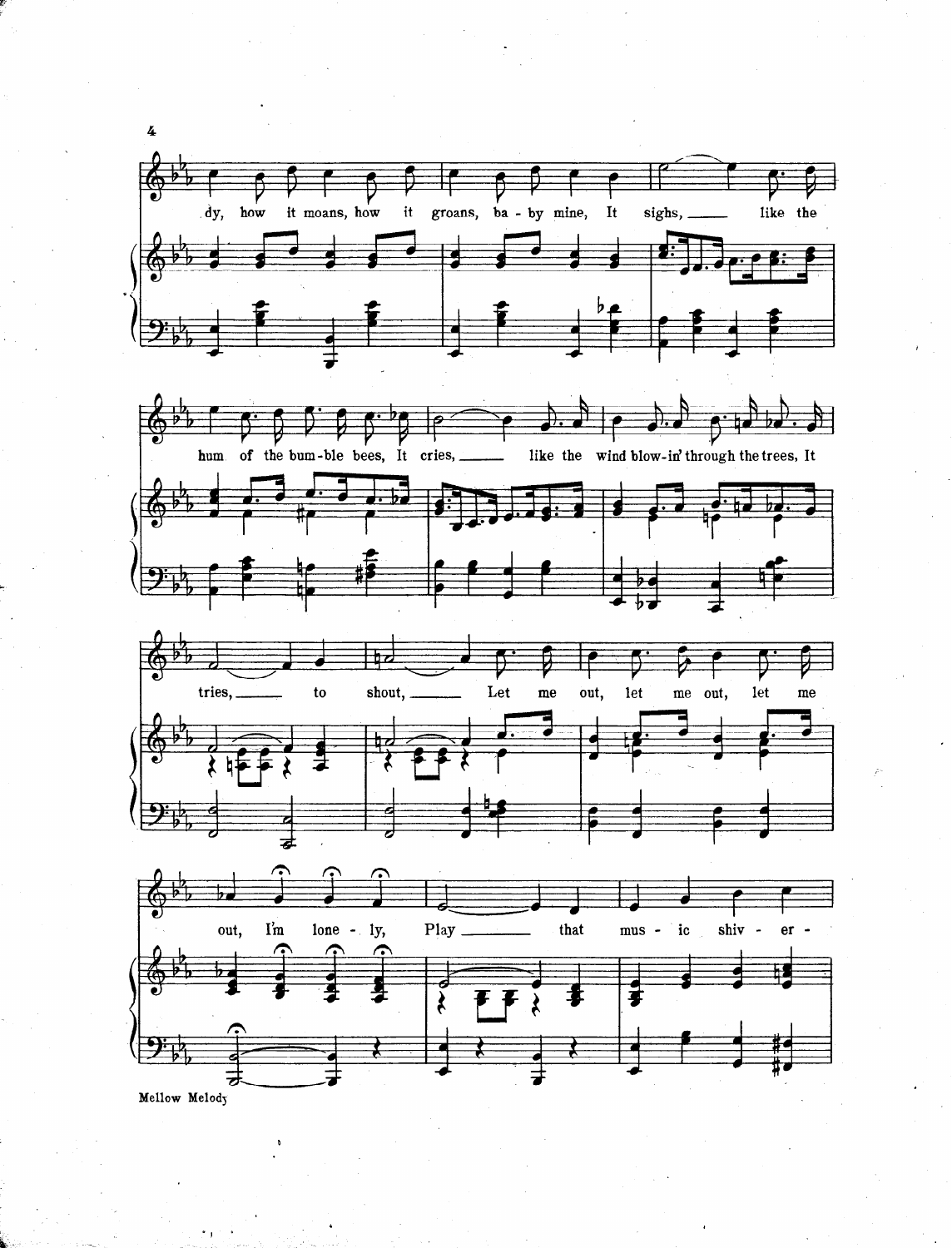dy, how it moans, how it groans, ba - by mine, It sighs, ___ like the

hum of the bum-ble bees, It cries, ___ like the wind blow-in' through the trees, It

tries, ___ to shout, ___ Let me out, let me out, let me

out, I'm lone - ly, Play ___ that mus - ic shiv - er -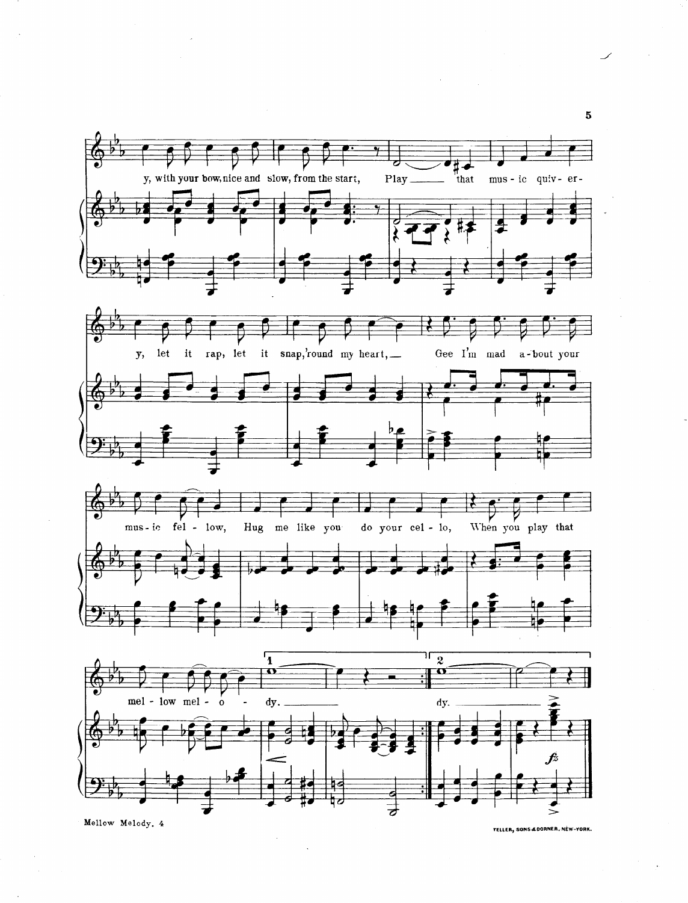y, with your bow, nice and slow, from the start, Play ___ that mus - ic quiv - er -

y, let it rap, let it snap, 'round my heart, ___ Gee I'm mad a - bout your

mus - ic fel - low, Hug me like you do your cel - lo, When you play that

mel - low mel - o - dy. ___ dy. ___

Mellow Melody. 4

TELLER, SONS & DORNER, NEW-YORK.